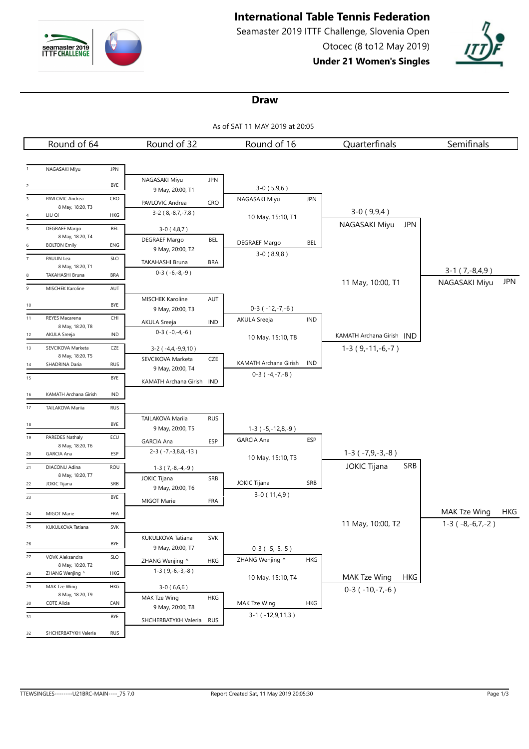# International Table Tennis Federation

Seamaster 2019 ITTF Challenge, Slovenia Open

Otocec (8 to12 May 2019)

**Under 21 Women's Singles**

## Draw

As of SAT 11 MAY 2019 at 20:05

### Round of 64

| # | Player | Assoc. | Match info |
|---|---|---|---|
| 1 | NAGASAKI Miyu | JPN | |
| 2 | | BYE | |
| 3 | PAVLOVIC Andrea | CRO | 8 May, 18:20, T3 |
| 4 | LIU Qi | HKG | |
| 5 | DEGRAEF Margo | BEL | 8 May, 18:20, T4 |
| 6 | BOLTON Emily | ENG | |
| 7 | PAULIN Lea | SLO | 8 May, 18:20, T1 |
| 8 | TAKAHASHI Bruna | BRA | |
| 9 | MISCHEK Karoline | AUT | |
| 10 | | BYE | |
| 11 | REYES Macarena | CHI | 8 May, 18:20, T8 |
| 12 | AKULA Sreeja | IND | |
| 13 | SEVCIKOVA Marketa | CZE | 8 May, 18:20, T5 |
| 14 | SHADRINA Daria | RUS | |
| 15 | | BYE | |
| 16 | KAMATH Archana Girish | IND | |
| 17 | TAILAKOVA Mariia | RUS | |
| 18 | | BYE | |
| 19 | PAREDES Nathaly | ECU | 8 May, 18:20, T6 |
| 20 | GARCIA Ana | ESP | |
| 21 | DIACONU Adina | ROU | 8 May, 18:20, T7 |
| 22 | JOKIC Tijana | SRB | |
| 23 | | BYE | |
| 24 | MIGOT Marie | FRA | |
| 25 | KUKULKOVA Tatiana | SVK | |
| 26 | | BYE | |
| 27 | VOVK Aleksandra | SLO | 8 May, 18:20, T2 |
| 28 | ZHANG Wenjing ^ | HKG | |
| 29 | MAK Tze Wing | HKG | 8 May, 18:20, T9 |
| 30 | COTE Alicia | CAN | |
| 31 | | BYE | |
| 32 | SHCHERBATYKH Valeria | RUS | |

### Round of 32

| Winner | Assoc. | Score / Match info |
|---|---|---|
| NAGASAKI Miyu | JPN | 9 May, 20:00, T1 |
| PAVLOVIC Andrea | CRO | 3-2 ( 8,-8,7,-7,8 ) |
| DEGRAEF Margo | BEL | 3-0 ( 4,8,7 ); 9 May, 20:00, T2 |
| TAKAHASHI Bruna | BRA | 0-3 ( -6,-8,-9 ) |
| MISCHEK Karoline | AUT | 9 May, 20:00, T3 |
| AKULA Sreeja | IND | 0-3 ( -0,-4,-6 ) |
| SEVCIKOVA Marketa | CZE | 3-2 ( -4,4,-9,9,10 ); 9 May, 20:00, T4 |
| KAMATH Archana Girish | IND | |
| TAILAKOVA Mariia | RUS | 9 May, 20:00, T5 |
| GARCIA Ana | ESP | 2-3 ( -7,-3,8,8,-13 ) |
| JOKIC Tijana | SRB | 1-3 ( 7,-8,-4,-9 ); 9 May, 20:00, T6 |
| MIGOT Marie | FRA | |
| KUKULKOVA Tatiana | SVK | 9 May, 20:00, T7 |
| ZHANG Wenjing ^ | HKG | 1-3 ( 9,-6,-3,-8 ) |
| MAK Tze Wing | HKG | 3-0 ( 6,6,6 ); 9 May, 20:00, T8 |
| SHCHERBATYKH Valeria | RUS | |

### Round of 16

| Winner | Assoc. | Score / Match info |
|---|---|---|
| NAGASAKI Miyu | JPN | 3-0 ( 5,9,6 ); 10 May, 15:10, T1 |
| DEGRAEF Margo | BEL | 3-0 ( 8,9,8 ) |
| AKULA Sreeja | IND | 0-3 ( -12,-7,-6 ); 10 May, 15:10, T8 |
| KAMATH Archana Girish | IND | 0-3 ( -4,-7,-8 ) |
| GARCIA Ana | ESP | 1-3 ( -5,-12,8,-9 ); 10 May, 15:10, T3 |
| JOKIC Tijana | SRB | 3-0 ( 11,4,9 ) |
| ZHANG Wenjing ^ | HKG | 0-3 ( -5,-5,-5 ); 10 May, 15:10, T4 |
| MAK Tze Wing | HKG | 3-1 ( -12,9,11,3 ) |

### Quarterfinals

| Winner | Assoc. | Score / Match info |
|---|---|---|
| NAGASAKI Miyu | JPN | 3-0 ( 9,9,4 ); 11 May, 10:00, T1 |
| KAMATH Archana Girish | IND | 1-3 ( 9,-11,-6,-7 ) |
| JOKIC Tijana | SRB | 1-3 ( -7,9,-3,-8 ); 11 May, 10:00, T2 |
| MAK Tze Wing | HKG | 0-3 ( -10,-7,-6 ) |

### Semifinals

| Winner | Assoc. | Score |
|---|---|---|
| NAGASAKI Miyu | JPN | 3-1 ( 7,-8,4,9 ) |
| MAK Tze Wing | HKG | 1-3 ( -8,-6,7,-2 ) |

TTEWSINGLES---------U21BRC-MAIN----_75 7.0

Report Created Sat, 11 May 2019 20:05:30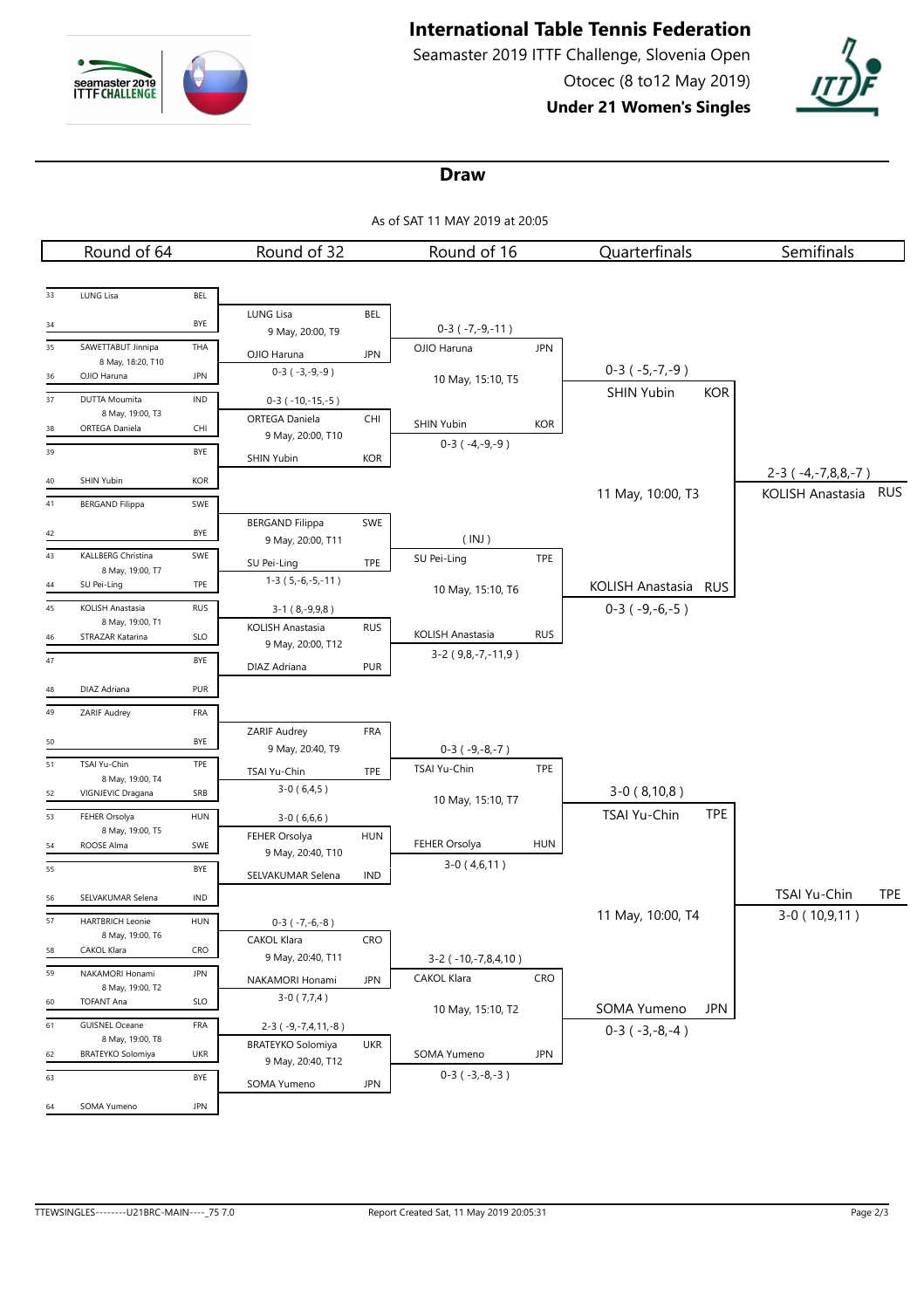# International Table Tennis Federation

Seamaster 2019 ITTF Challenge, Slovenia Open

Otocec (8 to12 May 2019)

**Under 21 Women's Singles**

## Draw

As of SAT 11 MAY 2019 at 20:05

| Round of 64 | Round of 32 | Round of 16 | Quarterfinals | Semifinals |
|---|---|---|---|---|
| 33 LUNG Lisa BEL | | | | |
| 34 BYE | LUNG Lisa BEL<br>9 May, 20:00, T9 | | | |
| 35 SAWETTABUT Jinnipa THA<br>8 May, 18:20, T10 | | 0-3 ( -7,-9,-11 ) | | |
| 36 OJIO Haruna JPN | OJIO Haruna JPN<br>0-3 ( -3,-9,-9 ) | OJIO Haruna JPN<br>10 May, 15:10, T5 | 0-3 ( -5,-7,-9 ) | |
| 37 DUTTA Moumita IND<br>8 May, 19:00, T3 | 0-3 ( -10,-15,-5 ) | | SHIN Yubin KOR | |
| 38 ORTEGA Daniela CHI | ORTEGA Daniela CHI<br>9 May, 20:00, T10 | SHIN Yubin KOR<br>0-3 ( -4,-9,-9 ) | | |
| 39 BYE | SHIN Yubin KOR | | | |
| 40 SHIN Yubin KOR | | | 11 May, 10:00, T3 | 2-3 ( -4,-7,8,8,-7 ) |
| 41 BERGAND Filippa SWE | | | | KOLISH Anastasia RUS |
| 42 BYE | BERGAND Filippa SWE<br>9 May, 20:00, T11 | ( INJ ) | | |
| 43 KALLBERG Christina SWE<br>8 May, 19:00, T7 | SU Pei-Ling TPE<br>1-3 ( 5,-6,-5,-11 ) | SU Pei-Ling TPE<br>10 May, 15:10, T6 | | |
| 44 SU Pei-Ling TPE | | | KOLISH Anastasia RUS | |
| 45 KOLISH Anastasia RUS<br>8 May, 19:00, T1 | 3-1 ( 8,-9,9,8 ) | | 0-3 ( -9,-6,-5 ) | |
| 46 STRAZAR Katarina SLO | KOLISH Anastasia RUS<br>9 May, 20:00, T12 | KOLISH Anastasia RUS<br>3-2 ( 9,8,-7,-11,9 ) | | |
| 47 BYE | DIAZ Adriana PUR | | | |
| 48 DIAZ Adriana PUR | | | | |
| 49 ZARIF Audrey FRA | | | | |
| 50 BYE | ZARIF Audrey FRA<br>9 May, 20:40, T9 | 0-3 ( -9,-8,-7 ) | | |
| 51 TSAI Yu-Chin TPE<br>8 May, 19:00, T4 | TSAI Yu-Chin TPE<br>3-0 ( 6,4,5 ) | TSAI Yu-Chin TPE<br>10 May, 15:10, T7 | 3-0 ( 8,10,8 ) | |
| 52 VIGNJEVIC Dragana SRB | | | TSAI Yu-Chin TPE | |
| 53 FEHER Orsolya HUN<br>8 May, 19:00, T5 | 3-0 ( 6,6,6 ) | | | |
| 54 ROOSE Alma SWE | FEHER Orsolya HUN<br>9 May, 20:40, T10 | FEHER Orsolya HUN<br>3-0 ( 4,6,11 ) | | |
| 55 BYE | SELVAKUMAR Selena IND | | | |
| 56 SELVAKUMAR Selena IND | | | 11 May, 10:00, T4 | TSAI Yu-Chin TPE |
| 57 HARTBRICH Leonie HUN<br>8 May, 19:00, T6 | 0-3 ( -7,-6,-8 ) | | | 3-0 ( 10,9,11 ) |
| 58 CAKOL Klara CRO | CAKOL Klara CRO<br>9 May, 20:40, T11 | 3-2 ( -10,-7,8,4,10 ) | | |
| 59 NAKAMORI Honami JPN<br>8 May, 19:00, T2 | NAKAMORI Honami JPN<br>3-0 ( 7,7,4 ) | CAKOL Klara CRO<br>10 May, 15:10, T2 | SOMA Yumeno JPN | |
| 60 TOFANT Ana SLO | | | 0-3 ( -3,-8,-4 ) | |
| 61 GUISNEL Oceane FRA<br>8 May, 19:00, T8 | 2-3 ( -9,-7,4,11,-8 ) | | | |
| 62 BRATEYKO Solomiya UKR | BRATEYKO Solomiya UKR<br>9 May, 20:40, T12 | SOMA Yumeno JPN<br>0-3 ( -3,-8,-3 ) | | |
| 63 BYE | SOMA Yumeno JPN | | | |
| 64 SOMA Yumeno JPN | | | | |

TTEWSINGLES--------U21BRC-MAIN----_75 7.0 Report Created Sat, 11 May 2019 20:05:31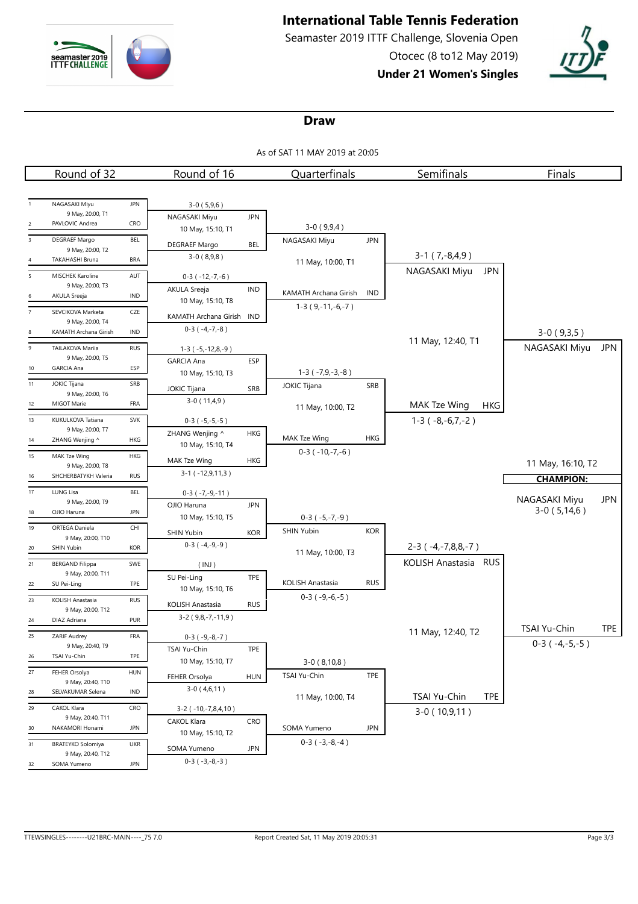# International Table Tennis Federation

Seamaster 2019 ITTF Challenge, Slovenia Open

Otocec (8 to12 May 2019)

**Under 21 Women's Singles**

## Draw

As of SAT 11 MAY 2019 at 20:05

### Round of 32

| # | Player | Assoc | Match |
|---|---|---|---|
| 1 | NAGASAKI Miyu | JPN | 9 May, 20:00, T1 |
| 2 | PAVLOVIC Andrea | CRO | |
| 3 | DEGRAEF Margo | BEL | 9 May, 20:00, T2 |
| 4 | TAKAHASHI Bruna | BRA | |
| 5 | MISCHEK Karoline | AUT | 9 May, 20:00, T3 |
| 6 | AKULA Sreeja | IND | |
| 7 | SEVCIKOVA Marketa | CZE | 9 May, 20:00, T4 |
| 8 | KAMATH Archana Girish | IND | |
| 9 | TAILAKOVA Mariia | RUS | 9 May, 20:00, T5 |
| 10 | GARCIA Ana | ESP | |
| 11 | JOKIC Tijana | SRB | 9 May, 20:00, T6 |
| 12 | MIGOT Marie | FRA | |
| 13 | KUKULKOVA Tatiana | SVK | 9 May, 20:00, T7 |
| 14 | ZHANG Wenjing ^ | HKG | |
| 15 | MAK Tze Wing | HKG | 9 May, 20:00, T8 |
| 16 | SHCHERBATYKH Valeria | RUS | |
| 17 | LUNG Lisa | BEL | 9 May, 20:00, T9 |
| 18 | OJIO Haruna | JPN | |
| 19 | ORTEGA Daniela | CHI | 9 May, 20:00, T10 |
| 20 | SHIN Yubin | KOR | |
| 21 | BERGAND Filippa | SWE | 9 May, 20:00, T11 |
| 22 | SU Pei-Ling | TPE | |
| 23 | KOLISH Anastasia | RUS | 9 May, 20:00, T12 |
| 24 | DIAZ Adriana | PUR | |
| 25 | ZARIF Audrey | FRA | 9 May, 20:40, T9 |
| 26 | TSAI Yu-Chin | TPE | |
| 27 | FEHER Orsolya | HUN | 9 May, 20:40, T10 |
| 28 | SELVAKUMAR Selena | IND | |
| 29 | CAKOL Klara | CRO | 9 May, 20:40, T11 |
| 30 | NAKAMORI Honami | JPN | |
| 31 | BRATEYKO Solomiya | UKR | 9 May, 20:40, T12 |
| 32 | SOMA Yumeno | JPN | |

### Round of 16

| Winner | Assoc | Score (R32) | Match |
|---|---|---|---|
| NAGASAKI Miyu | JPN | 3-0 ( 5,9,6 ) | 10 May, 15:10, T1 |
| DEGRAEF Margo | BEL | 3-0 ( 8,9,8 ) | |
| AKULA Sreeja | IND | 0-3 ( -12,-7,-6 ) | 10 May, 15:10, T8 |
| KAMATH Archana Girish | IND | 0-3 ( -4,-7,-8 ) | |
| GARCIA Ana | ESP | 1-3 ( -5,-12,8,-9 ) | 10 May, 15:10, T3 |
| JOKIC Tijana | SRB | 3-0 ( 11,4,9 ) | |
| ZHANG Wenjing ^ | HKG | 0-3 ( -5,-5,-5 ) | 10 May, 15:10, T4 |
| MAK Tze Wing | HKG | 3-1 ( -12,9,11,3 ) | |
| OJIO Haruna | JPN | 0-3 ( -7,-9,-11 ) | 10 May, 15:10, T5 |
| SHIN Yubin | KOR | 0-3 ( -4,-9,-9 ) | |
| SU Pei-Ling | TPE | ( INJ ) | 10 May, 15:10, T6 |
| KOLISH Anastasia | RUS | 3-2 ( 9,8,-7,-11,9 ) | |
| TSAI Yu-Chin | TPE | 0-3 ( -9,-8,-7 ) | 10 May, 15:10, T7 |
| FEHER Orsolya | HUN | 3-0 ( 4,6,11 ) | |
| CAKOL Klara | CRO | 3-2 ( -10,-7,8,4,10 ) | 10 May, 15:10, T2 |
| SOMA Yumeno | JPN | 0-3 ( -3,-8,-3 ) | |

### Quarterfinals

| Winner | Assoc | Score (R16) | Match |
|---|---|---|---|
| NAGASAKI Miyu | JPN | 3-0 ( 9,9,4 ) | 11 May, 10:00, T1 |
| KAMATH Archana Girish | IND | 1-3 ( 9,-11,-6,-7 ) | |
| JOKIC Tijana | SRB | 1-3 ( -7,9,-3,-8 ) | 11 May, 10:00, T2 |
| MAK Tze Wing | HKG | 0-3 ( -10,-7,-6 ) | |
| SHIN Yubin | KOR | 0-3 ( -5,-7,-9 ) | 11 May, 10:00, T3 |
| KOLISH Anastasia | RUS | 0-3 ( -9,-6,-5 ) | |
| TSAI Yu-Chin | TPE | 3-0 ( 8,10,8 ) | 11 May, 10:00, T4 |
| SOMA Yumeno | JPN | 0-3 ( -3,-8,-4 ) | |

### Semifinals

| Winner | Assoc | Score (QF) | Match |
|---|---|---|---|
| NAGASAKI Miyu | JPN | 3-1 ( 7,-8,4,9 ) | 11 May, 12:40, T1 |
| MAK Tze Wing | HKG | 1-3 ( -8,-6,7,-2 ) | |
| KOLISH Anastasia | RUS | 2-3 ( -4,-7,8,8,-7 ) | 11 May, 12:40, T2 |
| TSAI Yu-Chin | TPE | 3-0 ( 10,9,11 ) | |

### Finals

| Winner | Assoc | Score (SF) | Match |
|---|---|---|---|
| NAGASAKI Miyu | JPN | 3-0 ( 9,3,5 ) | 11 May, 16:10, T2 |
| TSAI Yu-Chin | TPE | 0-3 ( -4,-5,-5 ) | |

**CHAMPION:**

NAGASAKI Miyu JPN

3-0 ( 5,14,6 )

TTEWSINGLES---------U21BRC-MAIN----_75 7.0 Report Created Sat, 11 May 2019 20:05:31